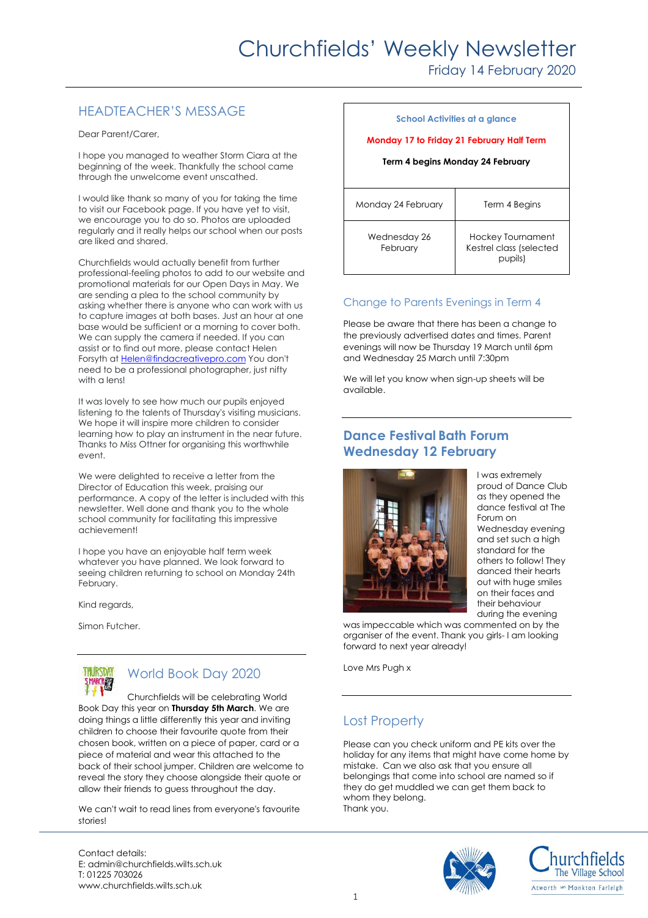# Churchfields' Weekly Newsletter

Friday 14 February 2020

## HEADTEACHER'S MESSAGE

Dear Parent/Carer,

I hope you managed to weather Storm Ciara at the beginning of the week. Thankfully the school came through the unwelcome event unscathed.

I would like thank so many of you for taking the time to visit our Facebook page. If you have yet to visit, we encourage you to do so. Photos are uploaded regularly and it really helps our school when our posts are liked and shared.

Churchfields would actually benefit from further professional-feeling photos to add to our website and promotional materials for our Open Days in May. We are sending a plea to the school community by asking whether there is anyone who can work with us to capture images at both bases. Just an hour at one base would be sufficient or a morning to cover both. We can supply the camera if needed. If you can assist or to find out more, please contact Helen Forsyth at Helen@findacreativepro.com You don't need to be a professional photographer, just nifty with a lens!

It was lovely to see how much our pupils enjoyed listening to the talents of Thursday's visiting musicians. We hope it will inspire more children to consider learning how to play an instrument in the near future. Thanks to Miss Ottner for organising this worthwhile event.

We were delighted to receive a letter from the Director of Education this week, praising our performance. A copy of the letter is included with this newsletter. Well done and thank you to the whole school community for facilitating this impressive achievement!

I hope you have an enjoyable half term week whatever you have planned. We look forward to seeing children returning to school on Monday 24th February.

Kind regards,

Simon Futcher.

## World Book Day 2020

Churchfields will be celebrating World Book Day this year on **Thursday 5th March**. We are doing things a little differently this year and inviting children to choose their favourite quote from their chosen book, written on a piece of paper, card or a piece of material and wear this attached to the back of their school jumper. Children are welcome to reveal the story they choose alongside their quote or allow their friends to guess throughout the day.

We can't wait to read lines from everyone's favourite stories!

**School Activities at a glance**

**Monday 17 to Friday 21 February Half Term**

**Term 4 begins Monday 24 February**

| | |
|---|---|
| Monday 24 February | Term 4 Begins |
| Wednesday 26 February | Hockey Tournament Kestrel class (selected pupils) |

## Change to Parents Evenings in Term 4

Please be aware that there has been a change to the previously advertised dates and times. Parent evenings will now be Thursday 19 March until 6pm and Wednesday 25 March until 7:30pm

We will let you know when sign-up sheets will be available.

## Dance Festival Bath Forum Wednesday 12 February

I was extremely proud of Dance Club as they opened the dance festival at The Forum on Wednesday evening and set such a high standard for the others to follow! They danced their hearts out with huge smiles on their faces and their behaviour during the evening was impeccable which was commented on by the organiser of the event. Thank you girls- I am looking forward to next year already!

Love Mrs Pugh x

## Lost Property

Please can you check uniform and PE kits over the holiday for any items that might have come home by mistake. Can we also ask that you ensure all belongings that come into school are named so if they do get muddled we can get them back to whom they belong.
Thank you.

Contact details:
E: admin@churchfields.wilts.sch.uk
T: 01225 703026
www.churchfields.wilts.sch.uk

Churchfields The Village School
Atworth and Monkton Farleigh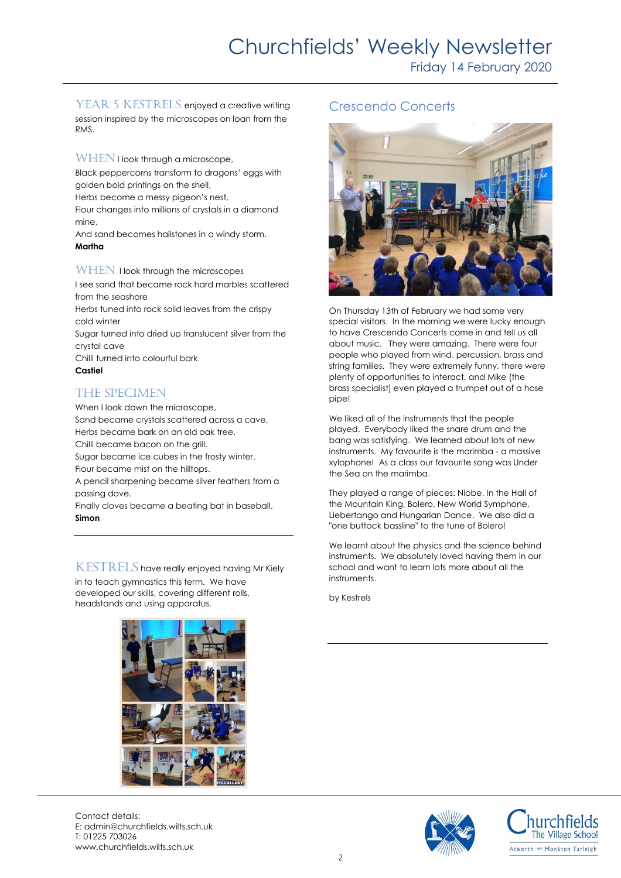YEAR 5 KESTRELS enjoyed a creative writing session inspired by the microscopes on loan from the RMS.

WHEN I look through a microscope,
Black peppercorns transform to dragons' eggs with golden bold printings on the shell,
Herbs become a messy pigeon's nest,
Flour changes into millions of crystals in a diamond mine,
And sand becomes hailstones in a windy storm.
**Martha**

WHEN I look through the microscopes
I see sand that became rock hard marbles scattered from the seashore
Herbs tuned into rock solid leaves from the crispy cold winter
Sugar turned into dried up translucent silver from the crystal cave
Chilli turned into colourful bark
**Castiel**

## THE SPECIMEN

When I look down the microscope,
Sand became crystals scattered across a cave.
Herbs became bark on an old oak tree.
Chilli became bacon on the grill.
Sugar became ice cubes in the frosty winter.
Flour became mist on the hilltops.
A pencil sharpening became silver feathers from a passing dove.
Finally cloves became a beating bat in baseball.
**Simon**

---

KESTRELS have really enjoyed having Mr Kiely in to teach gymnastics this term. We have developed our skills, covering different rolls, headstands and using apparatus.

## Crescendo Concerts

On Thursday 13th of February we had some very special visitors. In the morning we were lucky enough to have Crescendo Concerts come in and tell us all about music. They were amazing. There were four people who played from wind, percussion, brass and string families. They were extremely funny, there were plenty of opportunities to interact, and Mike (the brass specialist) even played a trumpet out of a hose pipe!

We liked all of the instruments that the people played. Everybody liked the snare drum and the bang was satisfying. We learned about lots of new instruments. My favourite is the marimba - a massive xylophone! As a class our favourite song was Under the Sea on the marimba.

They played a range of pieces: Niobe, In the Hall of the Mountain King, Bolero, New World Symphone, Liebertango and Hungarian Dance. We also did a "one buttock bassline" to the tune of Bolero!

We learnt about the physics and the science behind instruments. We absolutely loved having them in our school and want to learn lots more about all the instruments.

by Kestrels

---

Contact details:
E: admin@churchfields.wilts.sch.uk
T: 01225 703026
www.churchfields.wilts.sch.uk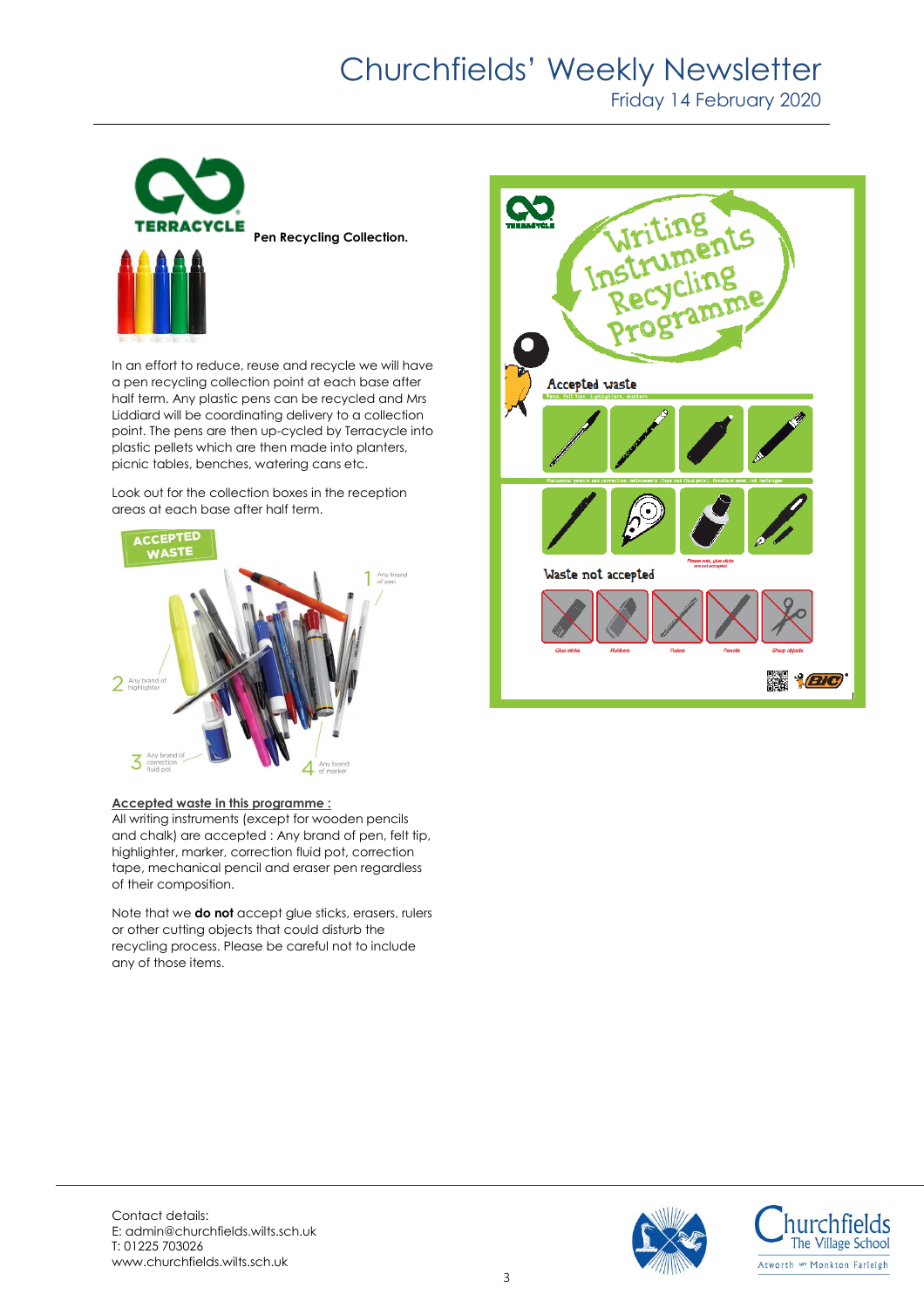**Pen Recycling Collection.**

In an effort to reduce, reuse and recycle we will have a pen recycling collection point at each base after half term. Any plastic pens can be recycled and Mrs Liddiard will be coordinating delivery to a collection point. The pens are then up-cycled by Terracycle into plastic pellets which are then made into planters, picnic tables, benches, watering cans etc.

Look out for the collection boxes in the reception areas at each base after half term.

**Accepted waste in this programme :**

All writing instruments (except for wooden pencils and chalk) are accepted : Any brand of pen, felt tip, highlighter, marker, correction fluid pot, correction tape, mechanical pencil and eraser pen regardless of their composition.

Note that we **do not** accept glue sticks, erasers, rulers or other cutting objects that could disturb the recycling process. Please be careful not to include any of those items.

Contact details:
E: admin@churchfields.wilts.sch.uk
T: 01225 703026
www.churchfields.wilts.sch.uk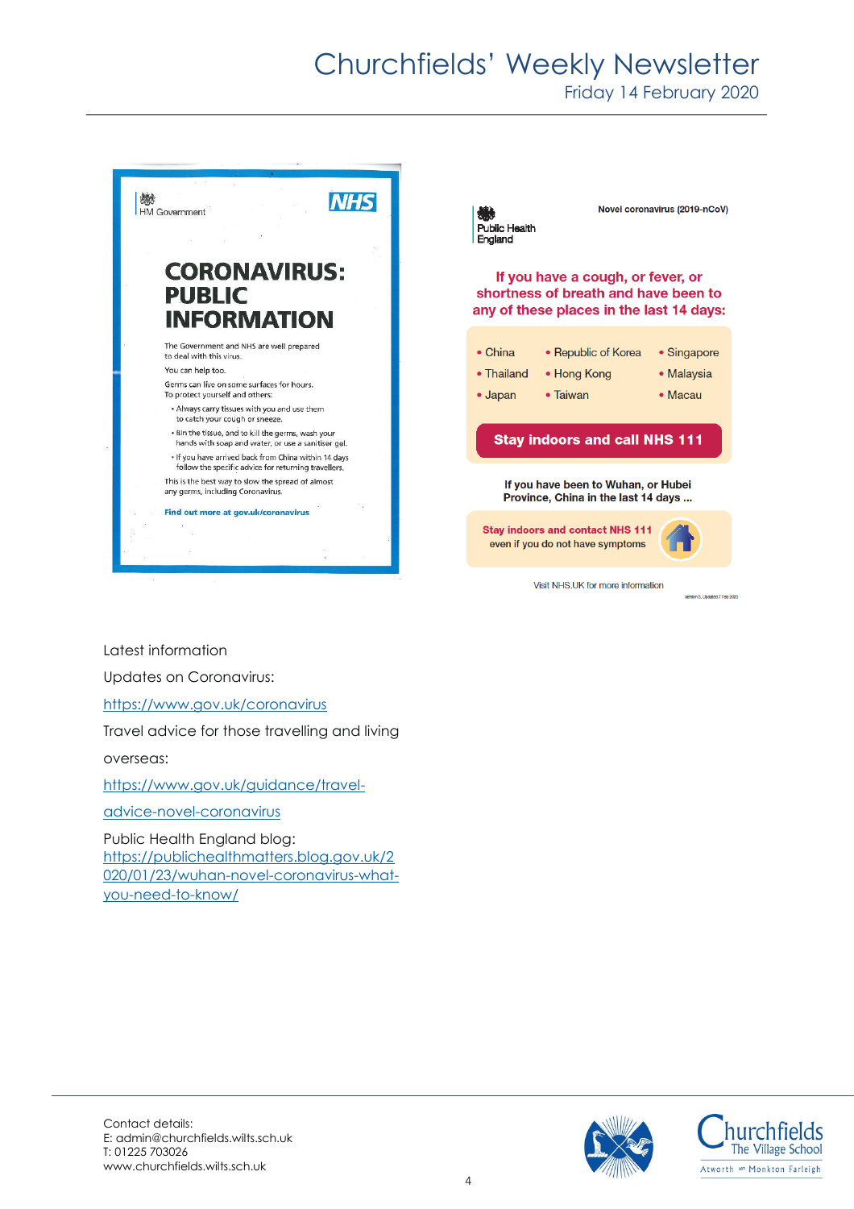HM Government

NHS

# CORONAVIRUS: PUBLIC INFORMATION

The Government and NHS are well prepared to deal with this virus.

You can help too.

Germs can live on some surfaces for hours. To protect yourself and others:

- Always carry tissues with you and use them to catch your cough or sneeze.
- Bin the tissue, and to kill the germs, wash your hands with soap and water, or use a sanitiser gel.
- If you have arrived back from China within 14 days follow the specific advice for returning travellers.

This is the best way to slow the spread of almost any germs, including Coronavirus.

**Find out more at gov.uk/coronavirus**

Public Health England

**Novel coronavirus (2019-nCoV)**

**If you have a cough, or fever, or shortness of breath and have been to any of these places in the last 14 days:**

- China
- Thailand
- Japan
- Republic of Korea
- Hong Kong
- Taiwan
- Singapore
- Malaysia
- Macau

**Stay indoors and call NHS 111**

**If you have been to Wuhan, or Hubei Province, China in the last 14 days ...**

**Stay indoors and contact NHS 111** even if you do not have symptoms

Visit NHS.UK for more information

Version 5, Updated 7 Feb 2020

Latest information

Updates on Coronavirus:

[https://www.gov.uk/coronavirus](https://www.gov.uk/coronavirus)

Travel advice for those travelling and living overseas:

[https://www.gov.uk/guidance/travel-advice-novel-coronavirus](https://www.gov.uk/guidance/travel-advice-novel-coronavirus)

Public Health England blog:
[https://publichealthmatters.blog.gov.uk/2020/01/23/wuhan-novel-coronavirus-what-you-need-to-know/](https://publichealthmatters.blog.gov.uk/2020/01/23/wuhan-novel-coronavirus-what-you-need-to-know/)

Contact details:
E: admin@churchfields.wilts.sch.uk
T: 01225 703026
www.churchfields.wilts.sch.uk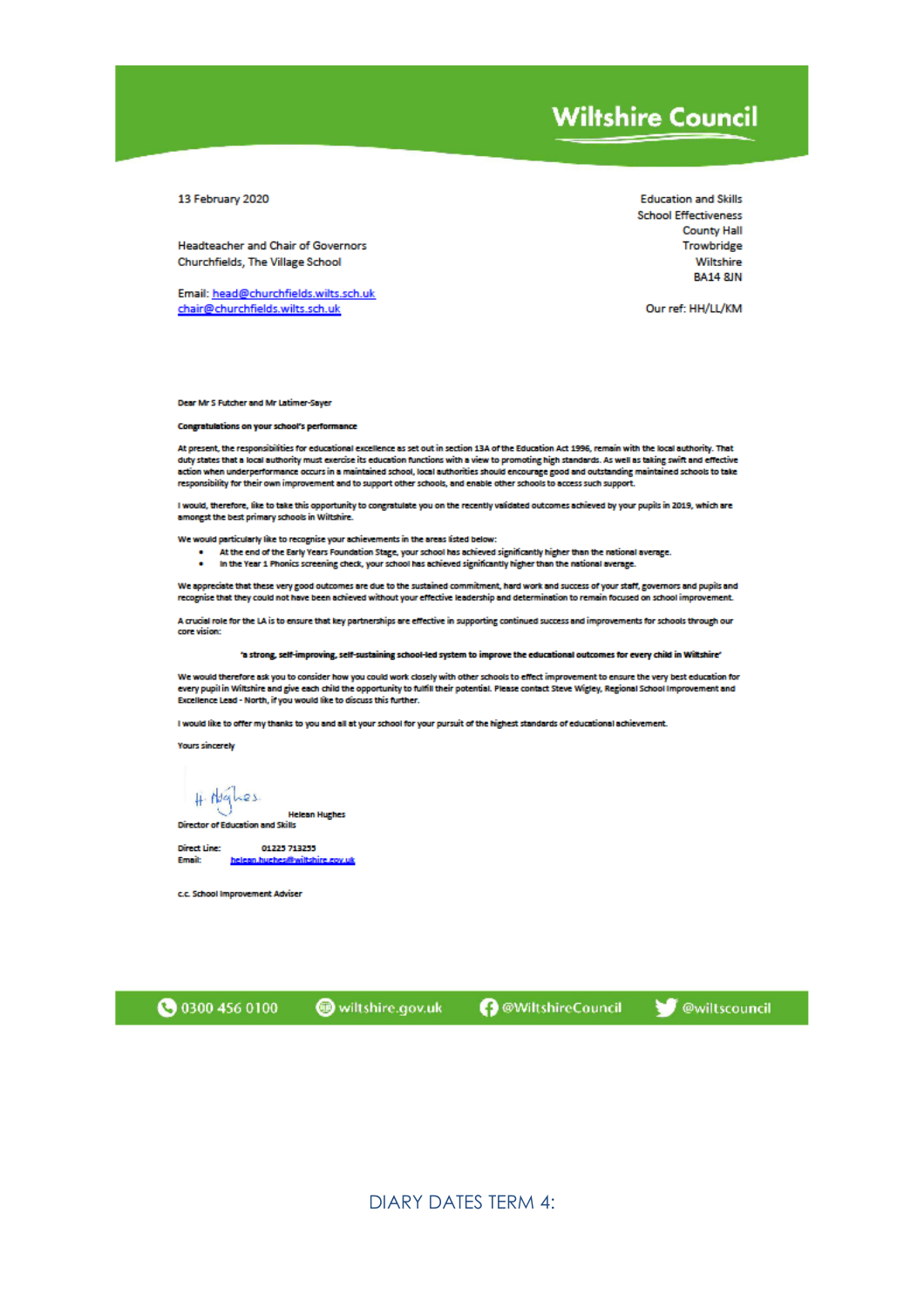**Wiltshire Council**

13 February 2020

Headteacher and Chair of Governors
Churchfields, The Village School

Email: head@churchfields.wilts.sch.uk
chair@churchfields.wilts.sch.uk

Education and Skills
School Effectiveness
County Hall
Trowbridge
Wiltshire
BA14 8JN

Our ref: HH/LL/KM

Dear Mr S Futcher and Mr Latimer-Sayer

**Congratulations on your school's performance**

At present, the responsibilities for educational excellence as set out in section 13A of the Education Act 1996, remain with the local authority. That duty states that a local authority must exercise its education functions with a view to promoting high standards. As well as taking swift and effective action when underperformance occurs in a maintained school, local authorities should encourage good and outstanding maintained schools to take responsibility for their own improvement and to support other schools, and enable other schools to access such support.

I would, therefore, like to take this opportunity to congratulate you on the recently validated outcomes achieved by your pupils in 2019, which are amongst the best primary schools in Wiltshire.

We would particularly like to recognise your achievements in the areas listed below:

- At the end of the Early Years Foundation Stage, your school has achieved significantly higher than the national average.
- In the Year 1 Phonics screening check, your school has achieved significantly higher than the national average.

We appreciate that these very good outcomes are due to the sustained commitment, hard work and success of your staff, governors and pupils and recognise that they could not have been achieved without your effective leadership and determination to remain focused on school improvement.

A crucial role for the LA is to ensure that key partnerships are effective in supporting continued success and improvements for schools through our core vision:

**'a strong, self-improving, self-sustaining school-led system to improve the educational outcomes for every child in Wiltshire'**

We would therefore ask you to consider how you could work closely with other schools to effect improvement to ensure the very best education for every pupil in Wiltshire and give each child the opportunity to fulfil their potential. Please contact Steve Wigley, Regional School Improvement and Excellence Lead - North, if you would like to discuss this further.

I would like to offer my thanks to you and all at your school for your pursuit of the highest standards of educational achievement.

Yours sincerely

H Hughes

Helean Hughes
Director of Education and Skills

Direct Line: 01225 713255
Email: helean.hughes@wiltshire.gov.uk

c.c. School Improvement Adviser

0300 456 0100 | wiltshire.gov.uk | @WiltshireCouncil | @wiltscouncil

DIARY DATES TERM 4: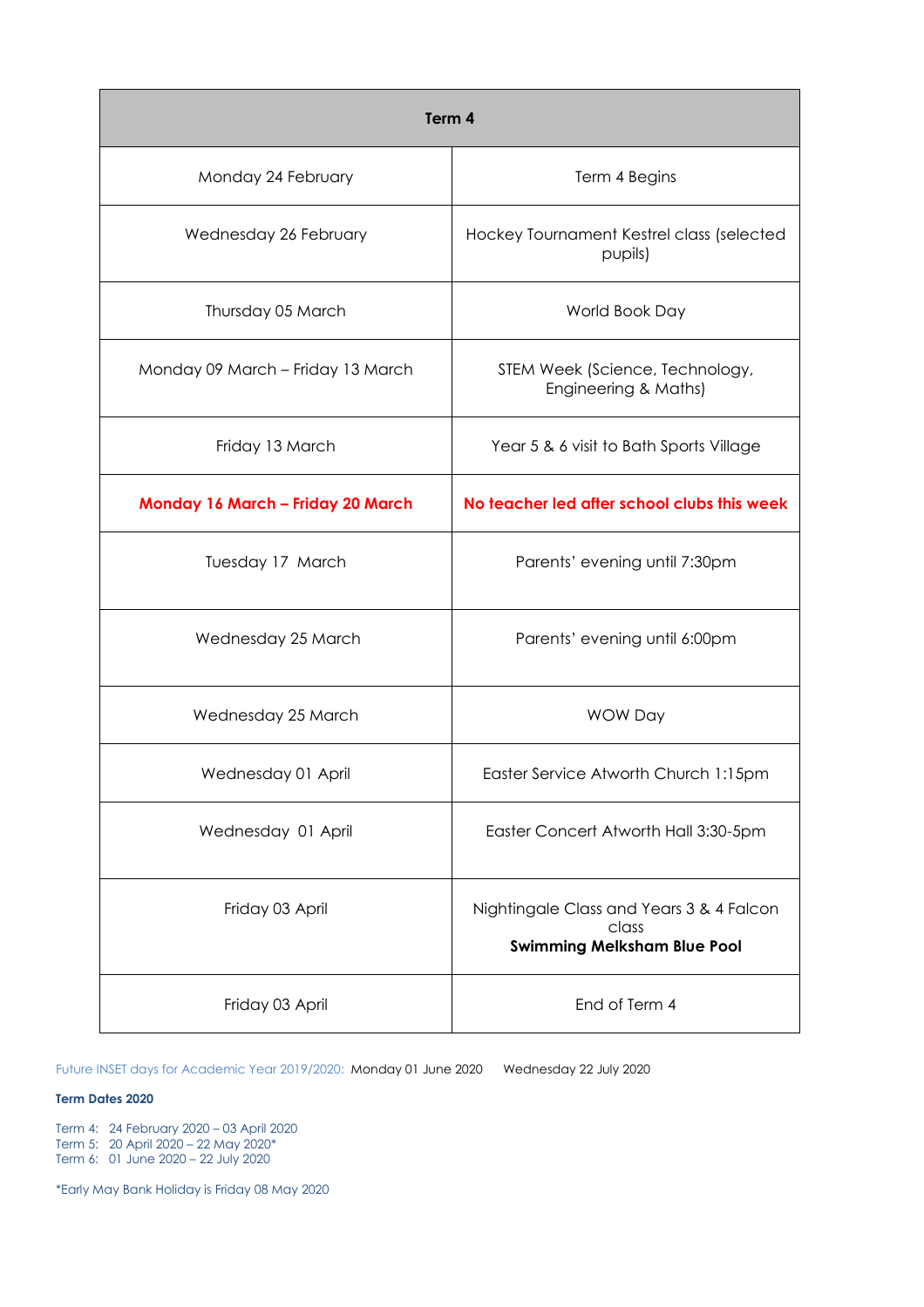| Term 4 | |
|---|---|
| Monday 24 February | Term 4 Begins |
| Wednesday 26 February | Hockey Tournament Kestrel class (selected pupils) |
| Thursday 05 March | World Book Day |
| Monday 09 March – Friday 13 March | STEM Week (Science, Technology, Engineering & Maths) |
| Friday 13 March | Year 5 & 6 visit to Bath Sports Village |
| **Monday 16 March – Friday 20 March** | **No teacher led after school clubs this week** |
| Tuesday 17 March | Parents' evening until 7:30pm |
| Wednesday 25 March | Parents' evening until 6:00pm |
| Wednesday 25 March | WOW Day |
| Wednesday 01 April | Easter Service Atworth Church 1:15pm |
| Wednesday 01 April | Easter Concert Atworth Hall 3:30-5pm |
| Friday 03 April | Nightingale Class and Years 3 & 4 Falcon class **Swimming Melksham Blue Pool** |
| Friday 03 April | End of Term 4 |

Future INSET days for Academic Year 2019/2020: Monday 01 June 2020 Wednesday 22 July 2020

**Term Dates 2020**

Term 4: 24 February 2020 – 03 April 2020
Term 5: 20 April 2020 – 22 May 2020*
Term 6: 01 June 2020 – 22 July 2020

*Early May Bank Holiday is Friday 08 May 2020